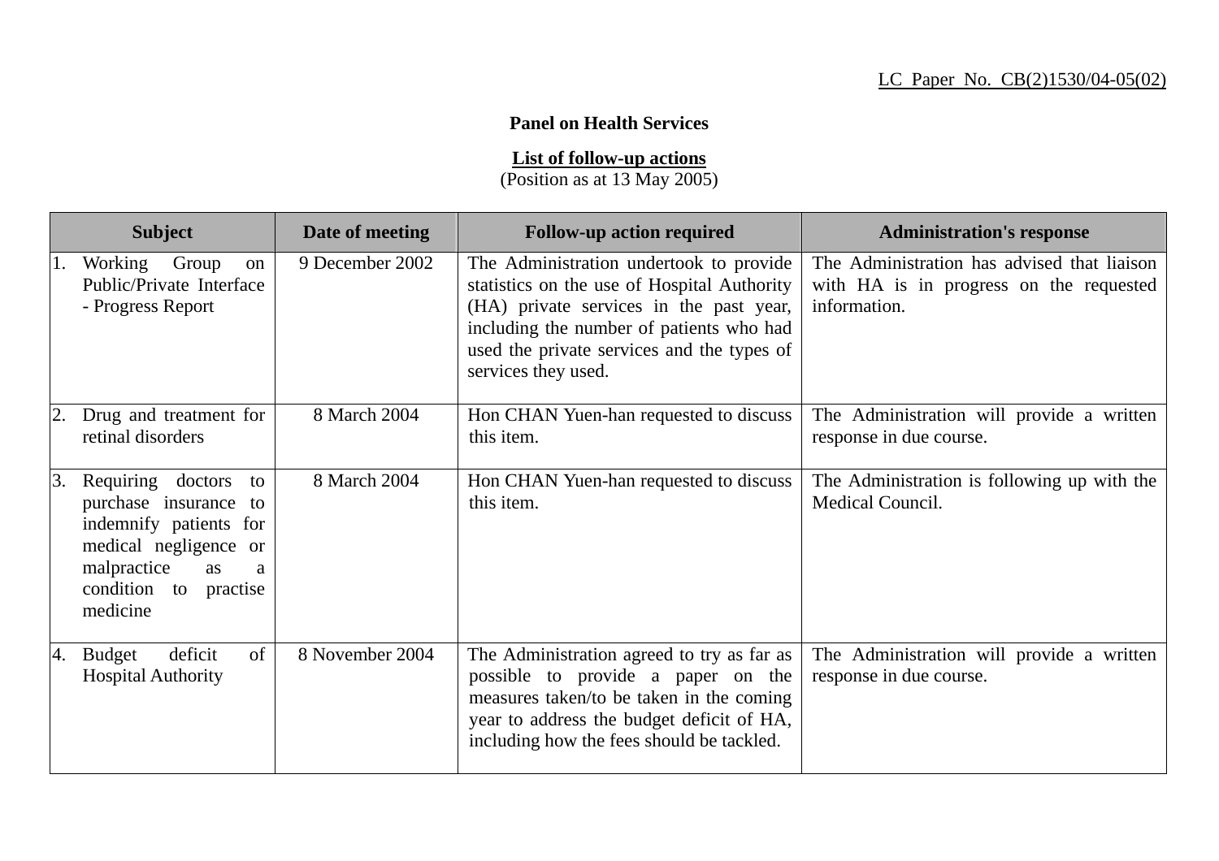LC Paper No. CB(2)1530/04-05(02)

**Panel on Health Services**

**List of follow-up actions**
(Position as at 13 May 2005)

| Subject | Date of meeting | Follow-up action required | Administration's response |
|---|---|---|---|
| 1. Working Group on Public/Private Interface - Progress Report | 9 December 2002 | The Administration undertook to provide statistics on the use of Hospital Authority (HA) private services in the past year, including the number of patients who had used the private services and the types of services they used. | The Administration has advised that liaison with HA is in progress on the requested information. |
| 2. Drug and treatment for retinal disorders | 8 March 2004 | Hon CHAN Yuen-han requested to discuss this item. | The Administration will provide a written response in due course. |
| 3. Requiring doctors to purchase insurance to indemnify patients for medical negligence or malpractice as a condition to practise medicine | 8 March 2004 | Hon CHAN Yuen-han requested to discuss this item. | The Administration is following up with the Medical Council. |
| 4. Budget deficit of Hospital Authority | 8 November 2004 | The Administration agreed to try as far as possible to provide a paper on the measures taken/to be taken in the coming year to address the budget deficit of HA, including how the fees should be tackled. | The Administration will provide a written response in due course. |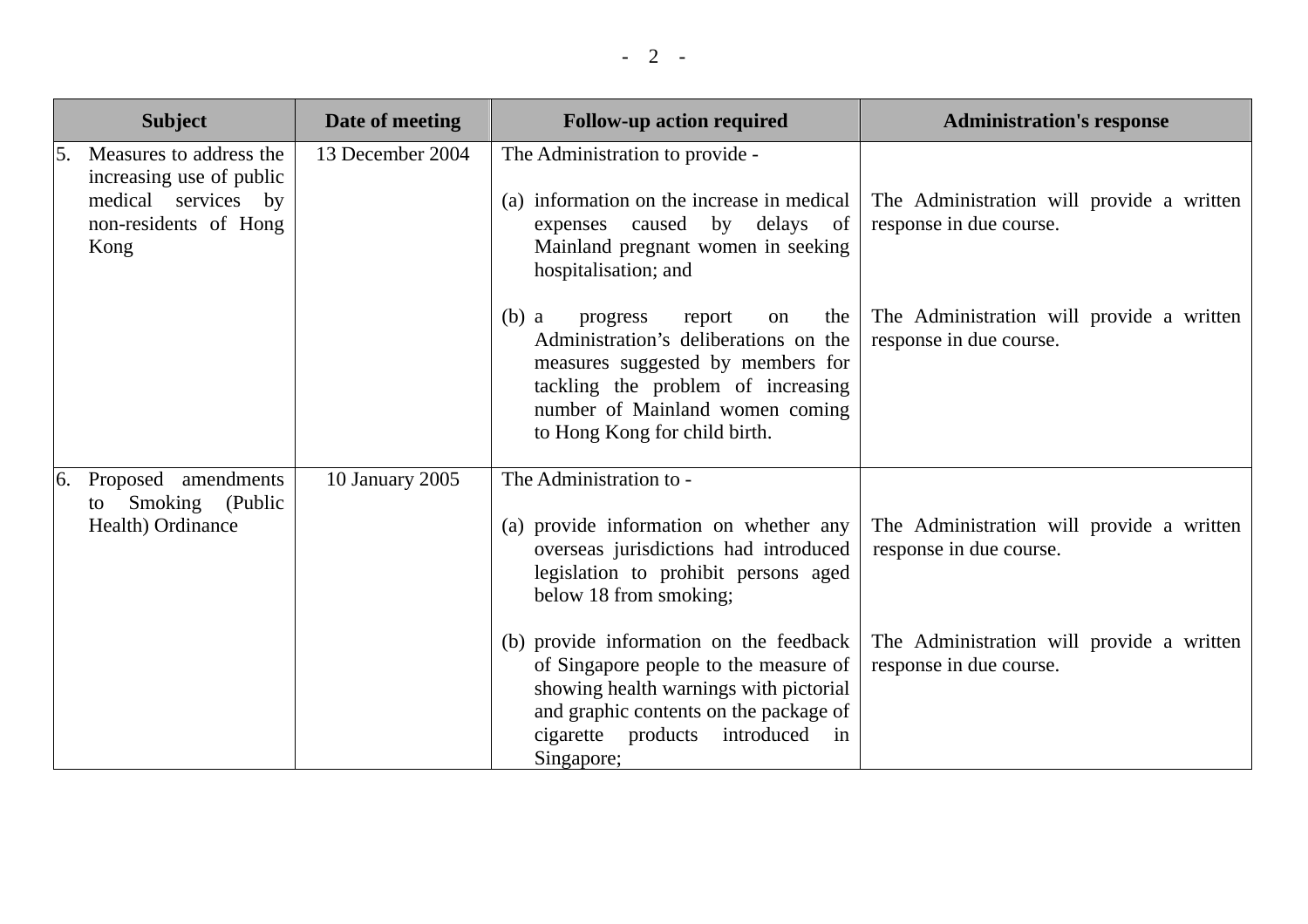| Subject | Date of meeting | Follow-up action required | Administration's response |
| --- | --- | --- | --- |
| 5. Measures to address the increasing use of public medical services by non-residents of Hong Kong | 13 December 2004 | The Administration to provide - | |
| | | (a) information on the increase in medical expenses caused by delays of Mainland pregnant women in seeking hospitalisation; and | The Administration will provide a written response in due course. |
| | | (b) a progress report on the Administration's deliberations on the measures suggested by members for tackling the problem of increasing number of Mainland women coming to Hong Kong for child birth. | The Administration will provide a written response in due course. |
| 6. Proposed amendments to Smoking (Public Health) Ordinance | 10 January 2005 | The Administration to - | |
| | | (a) provide information on whether any overseas jurisdictions had introduced legislation to prohibit persons aged below 18 from smoking; | The Administration will provide a written response in due course. |
| | | (b) provide information on the feedback of Singapore people to the measure of showing health warnings with pictorial and graphic contents on the package of cigarette products introduced in Singapore; | The Administration will provide a written response in due course. |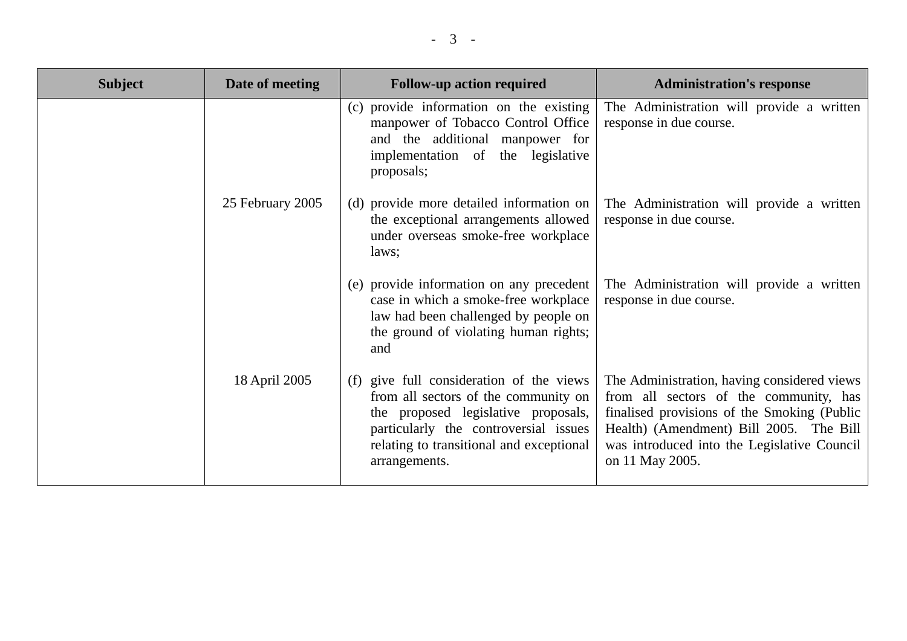| Subject | Date of meeting | Follow-up action required | Administration's response |
|---|---|---|---|
| | | (c) provide information on the existing manpower of Tobacco Control Office and the additional manpower for implementation of the legislative proposals; | The Administration will provide a written response in due course. |
| | 25 February 2005 | (d) provide more detailed information on the exceptional arrangements allowed under overseas smoke-free workplace laws; | The Administration will provide a written response in due course. |
| | | (e) provide information on any precedent case in which a smoke-free workplace law had been challenged by people on the ground of violating human rights; and | The Administration will provide a written response in due course. |
| | 18 April 2005 | (f) give full consideration of the views from all sectors of the community on the proposed legislative proposals, particularly the controversial issues relating to transitional and exceptional arrangements. | The Administration, having considered views from all sectors of the community, has finalised provisions of the Smoking (Public Health) (Amendment) Bill 2005. The Bill was introduced into the Legislative Council on 11 May 2005. |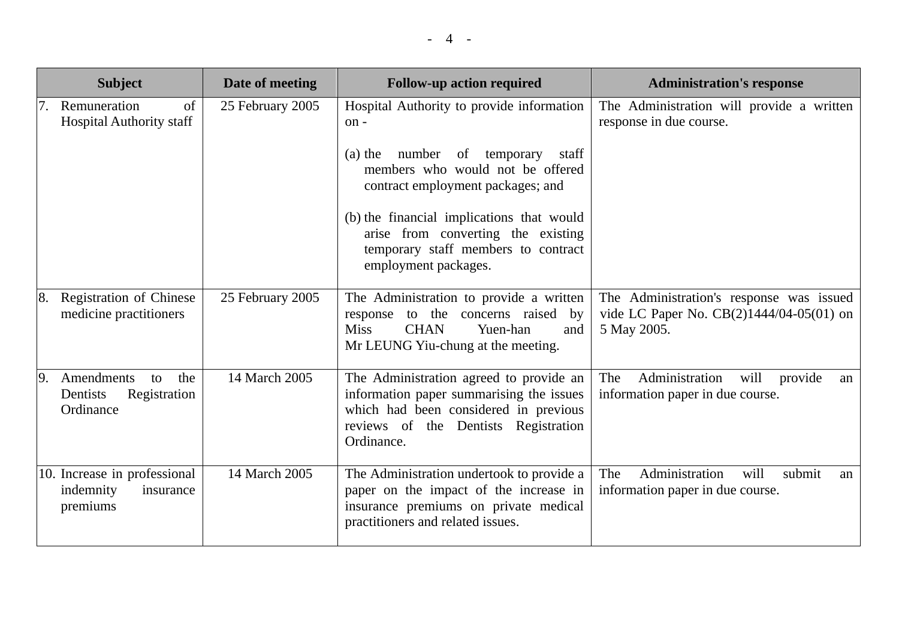| Subject | Date of meeting | Follow-up action required | Administration's response |
|---|---|---|---|
| 7. Remuneration of Hospital Authority staff | 25 February 2005 | Hospital Authority to provide information on - <br><br> (a) the number of temporary staff members who would not be offered contract employment packages; and <br><br> (b) the financial implications that would arise from converting the existing temporary staff members to contract employment packages. | The Administration will provide a written response in due course. |
| 8. Registration of Chinese medicine practitioners | 25 February 2005 | The Administration to provide a written response to the concerns raised by Miss CHAN Yuen-han and Mr LEUNG Yiu-chung at the meeting. | The Administration's response was issued vide LC Paper No. CB(2)1444/04-05(01) on 5 May 2005. |
| 9. Amendments to the Dentists Registration Ordinance | 14 March 2005 | The Administration agreed to provide an information paper summarising the issues which had been considered in previous reviews of the Dentists Registration Ordinance. | The Administration will provide an information paper in due course. |
| 10. Increase in professional indemnity insurance premiums | 14 March 2005 | The Administration undertook to provide a paper on the impact of the increase in insurance premiums on private medical practitioners and related issues. | The Administration will submit an information paper in due course. |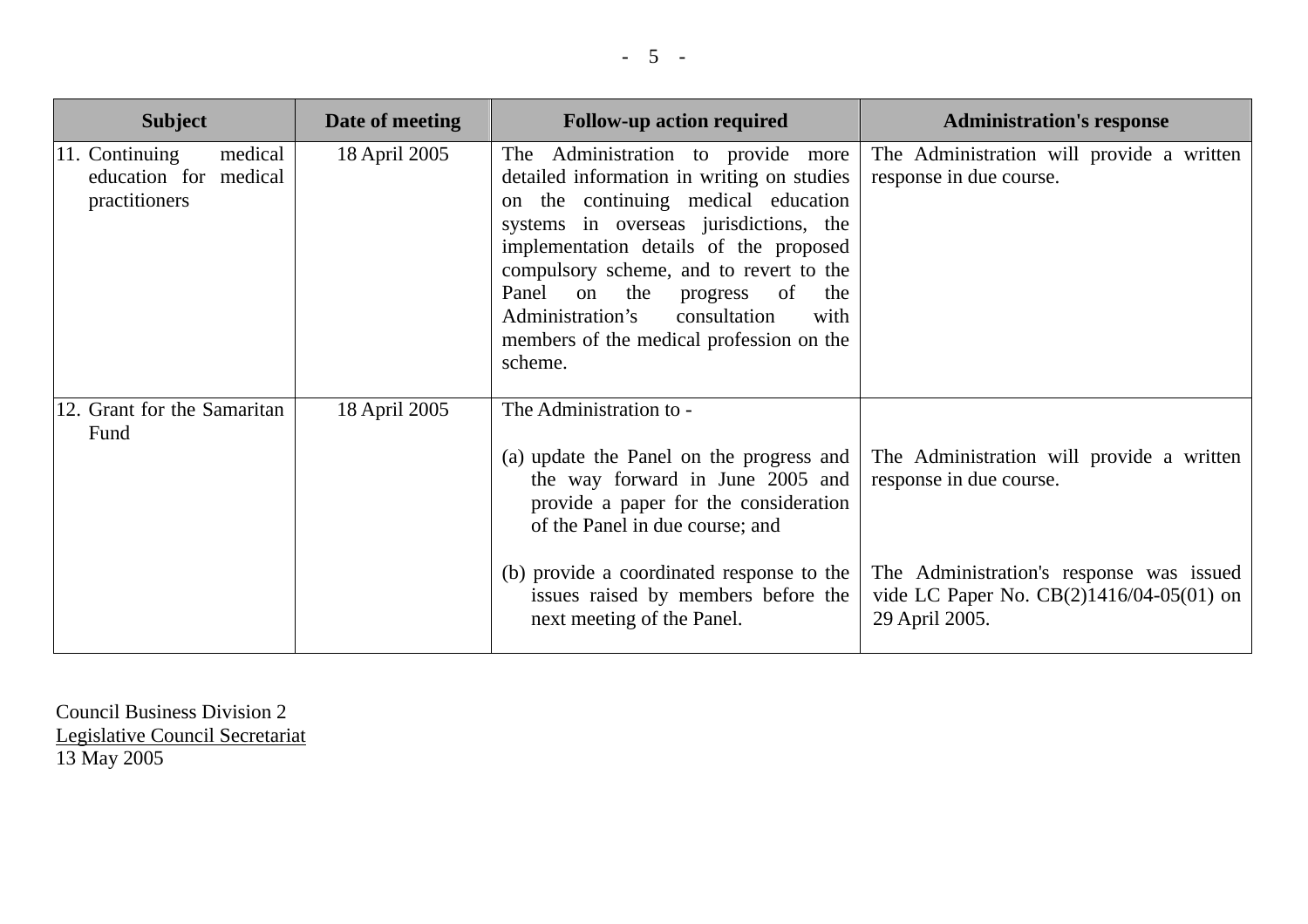| Subject | Date of meeting | Follow-up action required | Administration's response |
|---|---|---|---|
| 11. Continuing medical education for medical practitioners | 18 April 2005 | The Administration to provide more detailed information in writing on studies on the continuing medical education systems in overseas jurisdictions, the implementation details of the proposed compulsory scheme, and to revert to the Panel on the progress of the Administration's consultation with members of the medical profession on the scheme. | The Administration will provide a written response in due course. |
| 12. Grant for the Samaritan Fund | 18 April 2005 | The Administration to -<br><br>(a) update the Panel on the progress and the way forward in June 2005 and provide a paper for the consideration of the Panel in due course; and | <br><br>The Administration will provide a written response in due course. |
| | | (b) provide a coordinated response to the issues raised by members before the next meeting of the Panel. | The Administration's response was issued vide LC Paper No. CB(2)1416/04-05(01) on 29 April 2005. |

Council Business Division 2
Legislative Council Secretariat
13 May 2005